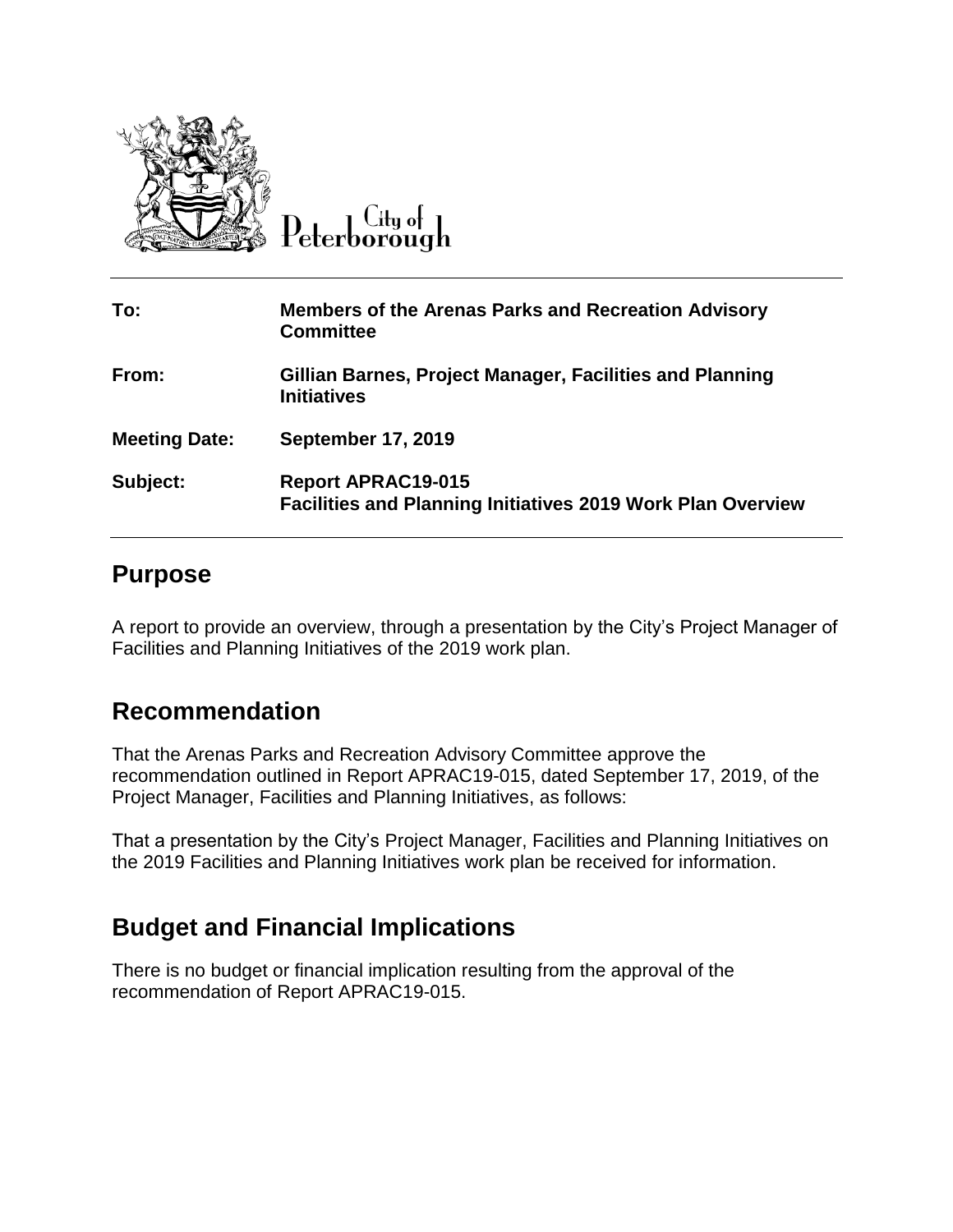City of Peterborough

| | |
|---|---|
| **To:** | **Members of the Arenas Parks and Recreation Advisory Committee** |
| **From:** | **Gillian Barnes, Project Manager, Facilities and Planning Initiatives** |
| **Meeting Date:** | **September 17, 2019** |
| **Subject:** | **Report APRAC19-015**<br>**Facilities and Planning Initiatives 2019 Work Plan Overview** |

## Purpose

A report to provide an overview, through a presentation by the City's Project Manager of Facilities and Planning Initiatives of the 2019 work plan.

## Recommendation

That the Arenas Parks and Recreation Advisory Committee approve the recommendation outlined in Report APRAC19-015, dated September 17, 2019, of the Project Manager, Facilities and Planning Initiatives, as follows:

That a presentation by the City's Project Manager, Facilities and Planning Initiatives on the 2019 Facilities and Planning Initiatives work plan be received for information.

## Budget and Financial Implications

There is no budget or financial implication resulting from the approval of the recommendation of Report APRAC19-015.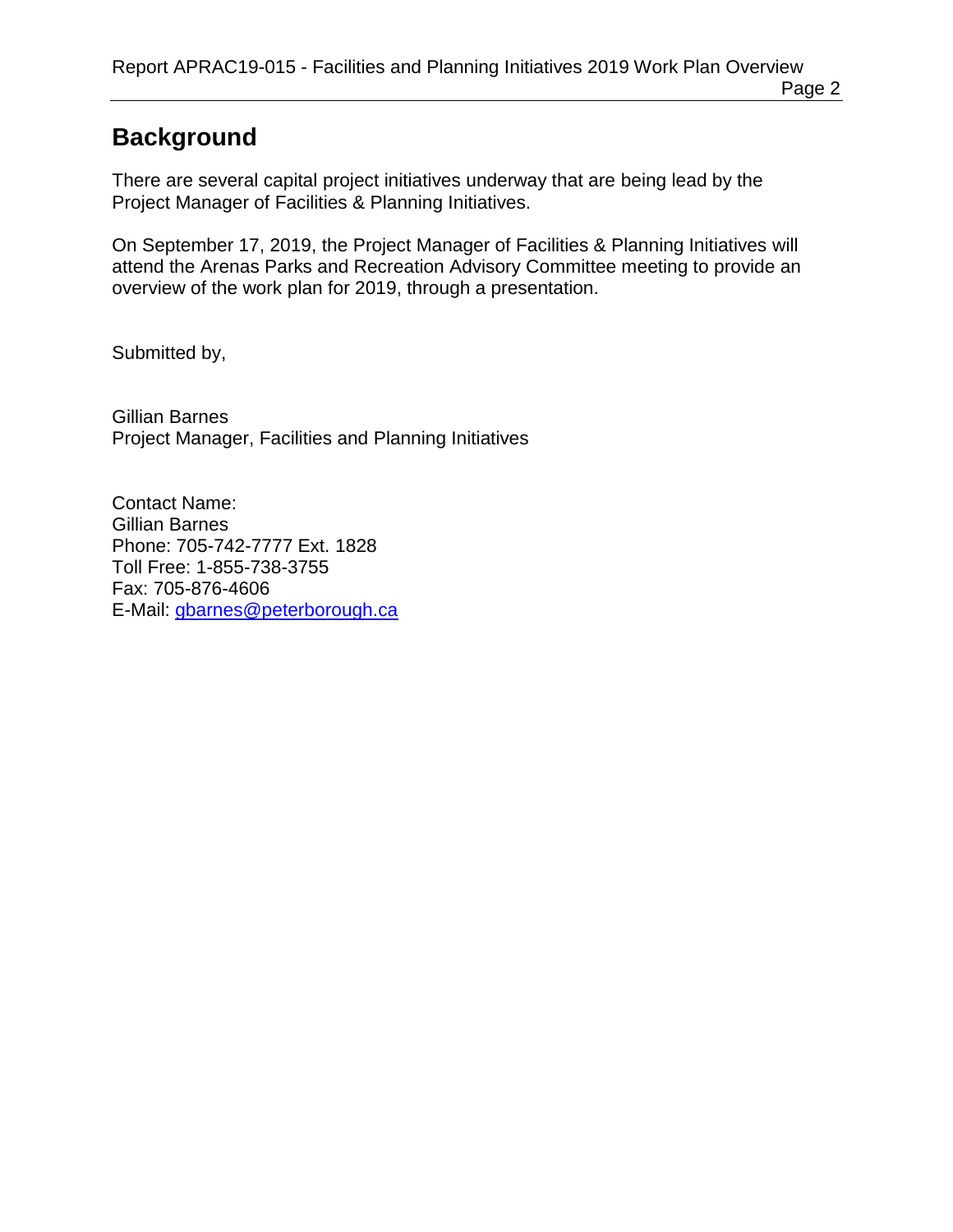## Background

There are several capital project initiatives underway that are being lead by the Project Manager of Facilities & Planning Initiatives.

On September 17, 2019, the Project Manager of Facilities & Planning Initiatives will attend the Arenas Parks and Recreation Advisory Committee meeting to provide an overview of the work plan for 2019, through a presentation.

Submitted by,

Gillian Barnes
Project Manager, Facilities and Planning Initiatives

Contact Name:
Gillian Barnes
Phone: 705-742-7777 Ext. 1828
Toll Free: 1-855-738-3755
Fax: 705-876-4606
E-Mail: gbarnes@peterborough.ca